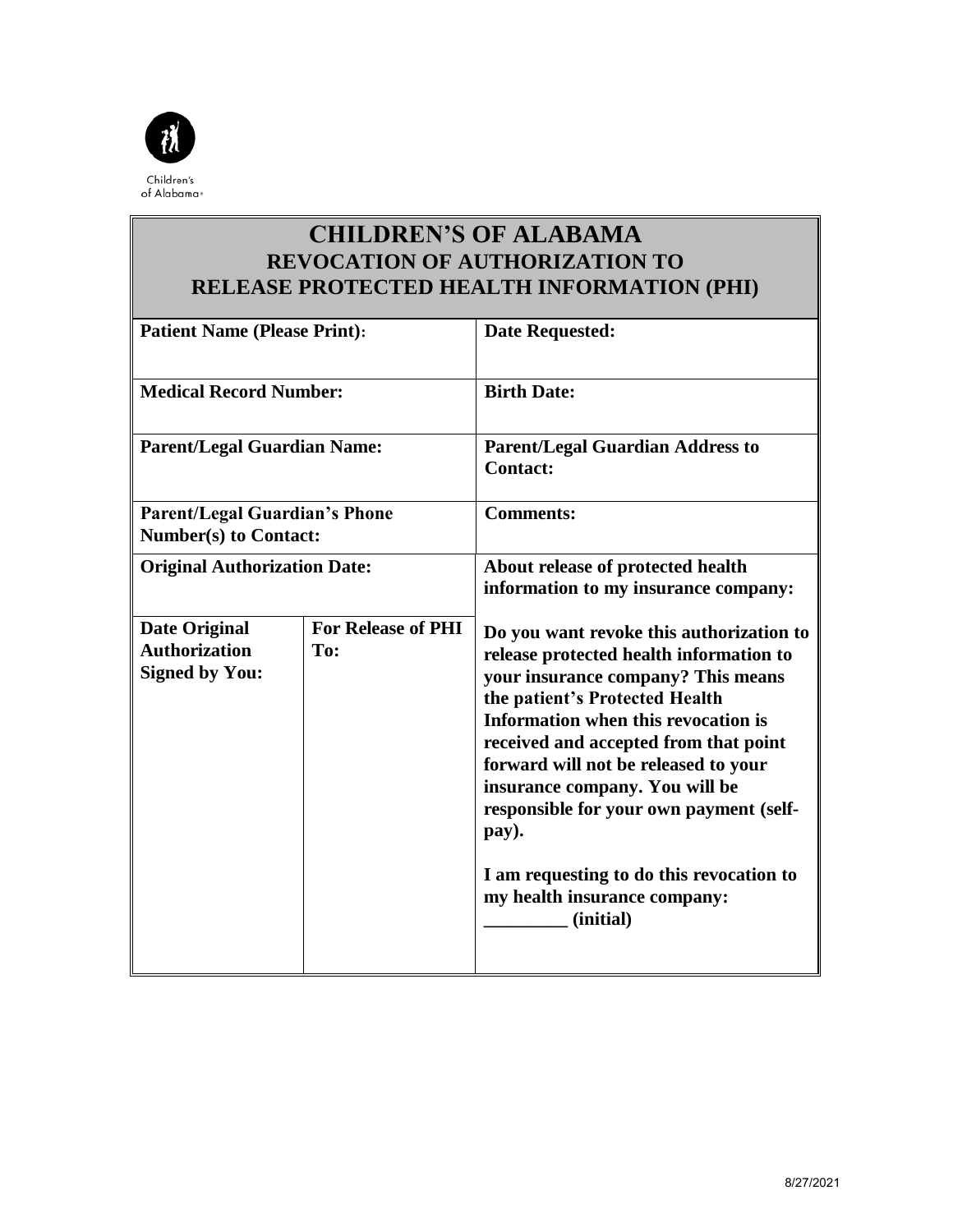Children's of Alabama

# CHILDREN'S OF ALABAMA
## REVOCATION OF AUTHORIZATION TO RELEASE PROTECTED HEALTH INFORMATION (PHI)

| | | |
|---|---|---|
| **Patient Name (Please Print):** | | **Date Requested:** |
| **Medical Record Number:** | | **Birth Date:** |
| **Parent/Legal Guardian Name:** | | **Parent/Legal Guardian Address to Contact:** |
| **Parent/Legal Guardian's Phone Number(s) to Contact:** | | **Comments:** |
| **Original Authorization Date:** | | **About release of protected health information to my insurance company:** |
| **Date Original Authorization Signed by You:** | **For Release of PHI To:** | **Do you want revoke this authorization to release protected health information to your insurance company? This means the patient's Protected Health Information when this revocation is received and accepted from that point forward will not be released to your insurance company. You will be responsible for your own payment (self-pay).**<br><br>**I am requesting to do this revocation to my health insurance company: _________ (initial)** |

8/27/2021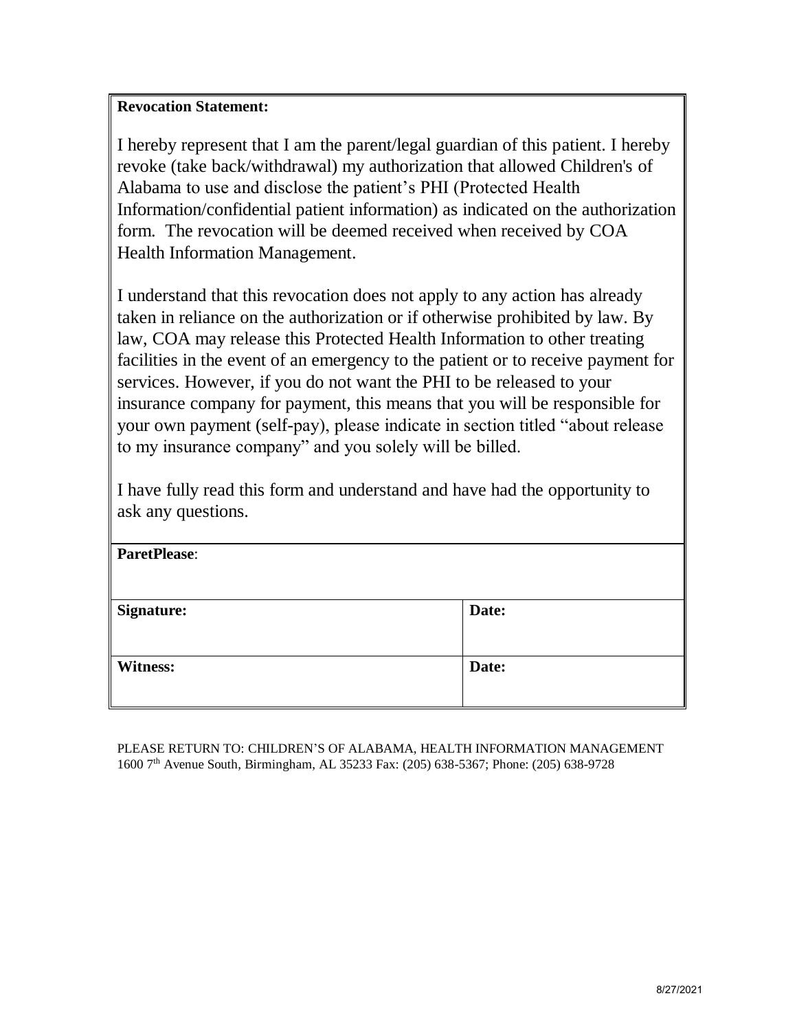**Revocation Statement:**

I hereby represent that I am the parent/legal guardian of this patient. I hereby revoke (take back/withdrawal) my authorization that allowed Children's of Alabama to use and disclose the patient's PHI (Protected Health Information/confidential patient information) as indicated on the authorization form. The revocation will be deemed received when received by COA Health Information Management.

I understand that this revocation does not apply to any action has already taken in reliance on the authorization or if otherwise prohibited by law. By law, COA may release this Protected Health Information to other treating facilities in the event of an emergency to the patient or to receive payment for services. However, if you do not want the PHI to be released to your insurance company for payment, this means that you will be responsible for your own payment (self-pay), please indicate in section titled "about release to my insurance company" and you solely will be billed.

I have fully read this form and understand and have had the opportunity to ask any questions.

| | |
|---|---|
| **ParetPlease**: | |
| **Signature:** | **Date:** |
| **Witness:** | **Date:** |

PLEASE RETURN TO: CHILDREN'S OF ALABAMA, HEALTH INFORMATION MANAGEMENT
1600 7th Avenue South, Birmingham, AL 35233 Fax: (205) 638-5367; Phone: (205) 638-9728

8/27/2021